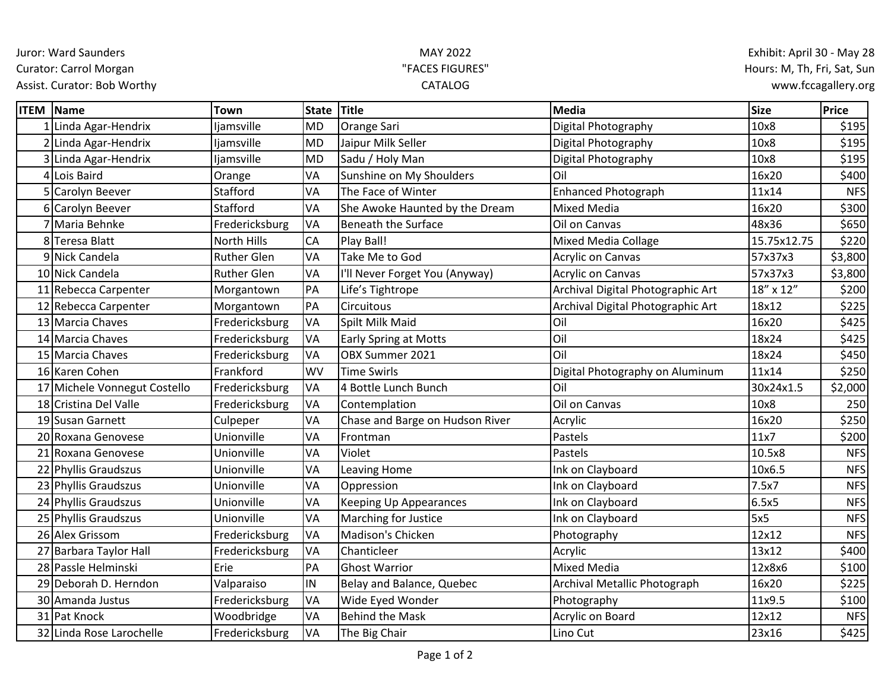Juror: Ward Saunders
Curator: Carrol Morgan
Assist. Curator: Bob Worthy

MAY 2022
"FACES FIGURES"
CATALOG

Exhibit: April 30 - May 28
Hours: M, Th, Fri, Sat, Sun
www.fccagallery.org

| ITEM | Name | Town | State | Title | Media | Size | Price |
|---|---|---|---|---|---|---|---|
| 1 | Linda Agar-Hendrix | Ijamsville | MD | Orange Sari | Digital Photography | 10x8 | $195 |
| 2 | Linda Agar-Hendrix | Ijamsville | MD | Jaipur Milk Seller | Digital Photography | 10x8 | $195 |
| 3 | Linda Agar-Hendrix | Ijamsville | MD | Sadu / Holy Man | Digital Photography | 10x8 | $195 |
| 4 | Lois Baird | Orange | VA | Sunshine on My Shoulders | Oil | 16x20 | $400 |
| 5 | Carolyn Beever | Stafford | VA | The Face of Winter | Enhanced Photograph | 11x14 | NFS |
| 6 | Carolyn Beever | Stafford | VA | She Awoke Haunted by the Dream | Mixed Media | 16x20 | $300 |
| 7 | Maria Behnke | Fredericksburg | VA | Beneath the Surface | Oil on Canvas | 48x36 | $650 |
| 8 | Teresa Blatt | North Hills | CA | Play Ball! | Mixed Media Collage | 15.75x12.75 | $220 |
| 9 | Nick Candela | Ruther Glen | VA | Take Me to God | Acrylic on Canvas | 57x37x3 | $3,800 |
| 10 | Nick Candela | Ruther Glen | VA | I'll Never Forget You (Anyway) | Acrylic on Canvas | 57x37x3 | $3,800 |
| 11 | Rebecca Carpenter | Morgantown | PA | Life's Tightrope | Archival Digital Photographic Art | 18" x 12" | $200 |
| 12 | Rebecca Carpenter | Morgantown | PA | Circuitous | Archival Digital Photographic Art | 18x12 | $225 |
| 13 | Marcia Chaves | Fredericksburg | VA | Spilt Milk Maid | Oil | 16x20 | $425 |
| 14 | Marcia Chaves | Fredericksburg | VA | Early Spring at Motts | Oil | 18x24 | $425 |
| 15 | Marcia Chaves | Fredericksburg | VA | OBX Summer 2021 | Oil | 18x24 | $450 |
| 16 | Karen Cohen | Frankford | WV | Time Swirls | Digital Photography on Aluminum | 11x14 | $250 |
| 17 | Michele Vonnegut Costello | Fredericksburg | VA | 4 Bottle Lunch Bunch | Oil | 30x24x1.5 | $2,000 |
| 18 | Cristina Del Valle | Fredericksburg | VA | Contemplation | Oil on Canvas | 10x8 | 250 |
| 19 | Susan Garnett | Culpeper | VA | Chase and Barge on Hudson River | Acrylic | 16x20 | $250 |
| 20 | Roxana Genovese | Unionville | VA | Frontman | Pastels | 11x7 | $200 |
| 21 | Roxana Genovese | Unionville | VA | Violet | Pastels | 10.5x8 | NFS |
| 22 | Phyllis Graudszus | Unionville | VA | Leaving Home | Ink on Clayboard | 10x6.5 | NFS |
| 23 | Phyllis Graudszus | Unionville | VA | Oppression | Ink on Clayboard | 7.5x7 | NFS |
| 24 | Phyllis Graudszus | Unionville | VA | Keeping Up Appearances | Ink on Clayboard | 6.5x5 | NFS |
| 25 | Phyllis Graudszus | Unionville | VA | Marching for Justice | Ink on Clayboard | 5x5 | NFS |
| 26 | Alex Grissom | Fredericksburg | VA | Madison's Chicken | Photography | 12x12 | NFS |
| 27 | Barbara Taylor Hall | Fredericksburg | VA | Chanticleer | Acrylic | 13x12 | $400 |
| 28 | Passle Helminski | Erie | PA | Ghost Warrior | Mixed Media | 12x8x6 | $100 |
| 29 | Deborah D. Herndon | Valparaiso | IN | Belay and Balance, Quebec | Archival Metallic Photograph | 16x20 | $225 |
| 30 | Amanda Justus | Fredericksburg | VA | Wide Eyed Wonder | Photography | 11x9.5 | $100 |
| 31 | Pat Knock | Woodbridge | VA | Behind the Mask | Acrylic on Board | 12x12 | NFS |
| 32 | Linda Rose Larochelle | Fredericksburg | VA | The Big Chair | Lino Cut | 23x16 | $425 |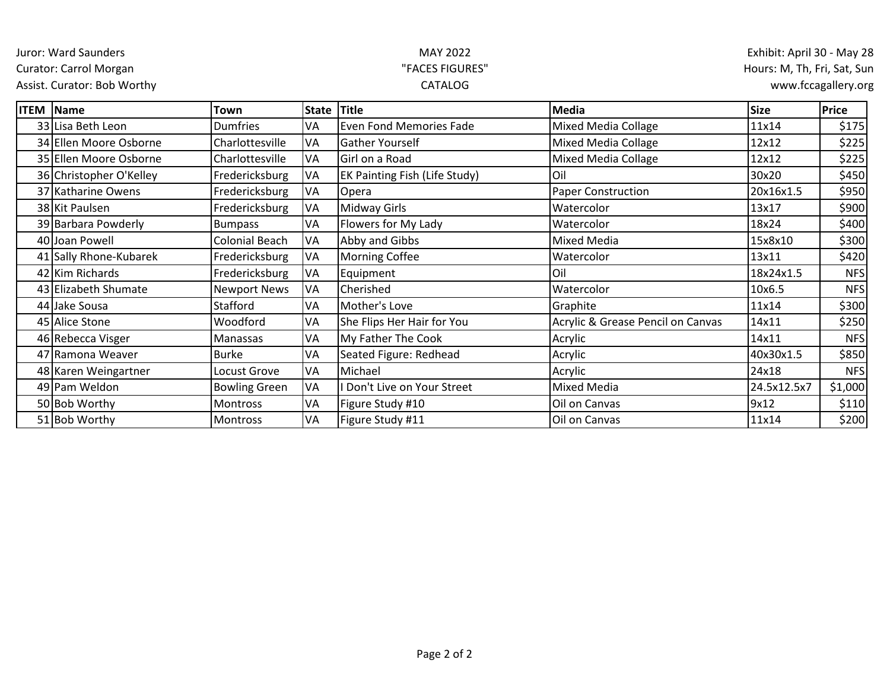Juror: Ward Saunders
Curator: Carrol Morgan
Assist. Curator: Bob Worthy

MAY 2022
"FACES FIGURES"
CATALOG

Exhibit: April 30 - May 28
Hours: M, Th, Fri, Sat, Sun
www.fccagallery.org

| ITEM | Name | Town | State | Title | Media | Size | Price |
|---|---|---|---|---|---|---|---|
| 33 | Lisa Beth Leon | Dumfries | VA | Even Fond Memories Fade | Mixed Media Collage | 11x14 | $175 |
| 34 | Ellen Moore Osborne | Charlottesville | VA | Gather Yourself | Mixed Media Collage | 12x12 | $225 |
| 35 | Ellen Moore Osborne | Charlottesville | VA | Girl on a Road | Mixed Media Collage | 12x12 | $225 |
| 36 | Christopher O'Kelley | Fredericksburg | VA | EK Painting Fish (Life Study) | Oil | 30x20 | $450 |
| 37 | Katharine Owens | Fredericksburg | VA | Opera | Paper Construction | 20x16x1.5 | $950 |
| 38 | Kit Paulsen | Fredericksburg | VA | Midway Girls | Watercolor | 13x17 | $900 |
| 39 | Barbara Powderly | Bumpass | VA | Flowers for My Lady | Watercolor | 18x24 | $400 |
| 40 | Joan Powell | Colonial Beach | VA | Abby and Gibbs | Mixed Media | 15x8x10 | $300 |
| 41 | Sally Rhone-Kubarek | Fredericksburg | VA | Morning Coffee | Watercolor | 13x11 | $420 |
| 42 | Kim Richards | Fredericksburg | VA | Equipment | Oil | 18x24x1.5 | NFS |
| 43 | Elizabeth Shumate | Newport News | VA | Cherished | Watercolor | 10x6.5 | NFS |
| 44 | Jake Sousa | Stafford | VA | Mother's Love | Graphite | 11x14 | $300 |
| 45 | Alice Stone | Woodford | VA | She Flips Her Hair for You | Acrylic & Grease Pencil on Canvas | 14x11 | $250 |
| 46 | Rebecca Visger | Manassas | VA | My Father The Cook | Acrylic | 14x11 | NFS |
| 47 | Ramona Weaver | Burke | VA | Seated Figure: Redhead | Acrylic | 40x30x1.5 | $850 |
| 48 | Karen Weingartner | Locust Grove | VA | Michael | Acrylic | 24x18 | NFS |
| 49 | Pam Weldon | Bowling Green | VA | I Don't Live on Your Street | Mixed Media | 24.5x12.5x7 | $1,000 |
| 50 | Bob Worthy | Montross | VA | Figure Study #10 | Oil on Canvas | 9x12 | $110 |
| 51 | Bob Worthy | Montross | VA | Figure Study #11 | Oil on Canvas | 11x14 | $200 |